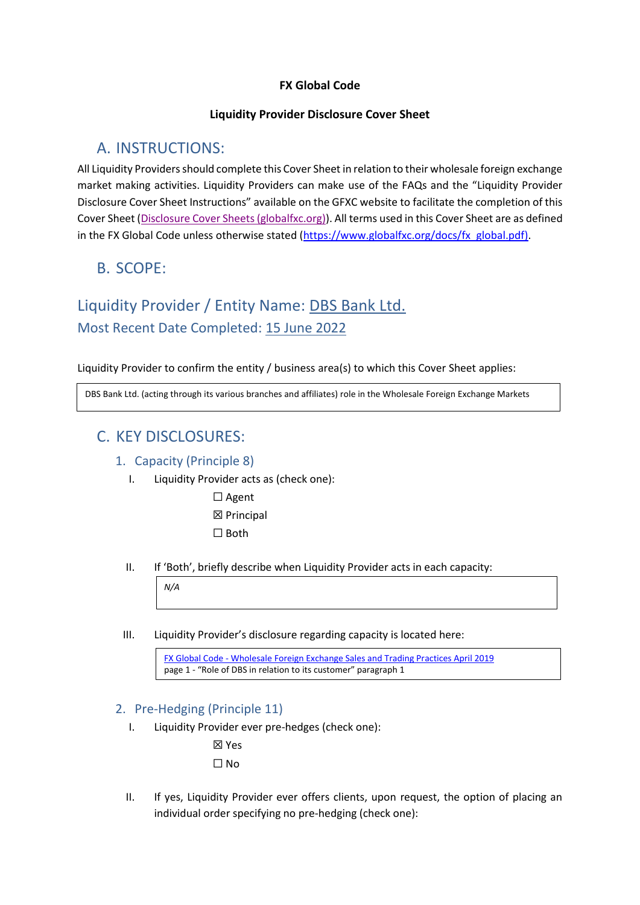**FX Global Code**

**Liquidity Provider Disclosure Cover Sheet**

## A. INSTRUCTIONS:

All Liquidity Providers should complete this Cover Sheet in relation to their wholesale foreign exchange market making activities. Liquidity Providers can make use of the FAQs and the "Liquidity Provider Disclosure Cover Sheet Instructions" available on the GFXC website to facilitate the completion of this Cover Sheet ([Disclosure Cover Sheets (globalfxc.org)](Disclosure Cover Sheets (globalfxc.org))). All terms used in this Cover Sheet are as defined in the FX Global Code unless otherwise stated ([https://www.globalfxc.org/docs/fx_global.pdf](https://www.globalfxc.org/docs/fx_global.pdf)).

## B. SCOPE:

## Liquidity Provider / Entity Name: DBS Bank Ltd.

### Most Recent Date Completed: 15 June 2022

Liquidity Provider to confirm the entity / business area(s) to which this Cover Sheet applies:

| DBS Bank Ltd. (acting through its various branches and affiliates) role in the Wholesale Foreign Exchange Markets |
|---|

## C. KEY DISCLOSURES:

### 1. Capacity (Principle 8)

I. Liquidity Provider acts as (check one):

- ☐ Agent
- ☒ Principal
- ☐ Both

II. If 'Both', briefly describe when Liquidity Provider acts in each capacity:

| *N/A* |
|---|

III. Liquidity Provider's disclosure regarding capacity is located here:

| FX Global Code - Wholesale Foreign Exchange Sales and Trading Practices April 2019<br>page 1 - "Role of DBS in relation to its customer" paragraph 1 |
|---|

### 2. Pre-Hedging (Principle 11)

I. Liquidity Provider ever pre-hedges (check one):

- ☒ Yes
- ☐ No

II. If yes, Liquidity Provider ever offers clients, upon request, the option of placing an individual order specifying no pre-hedging (check one):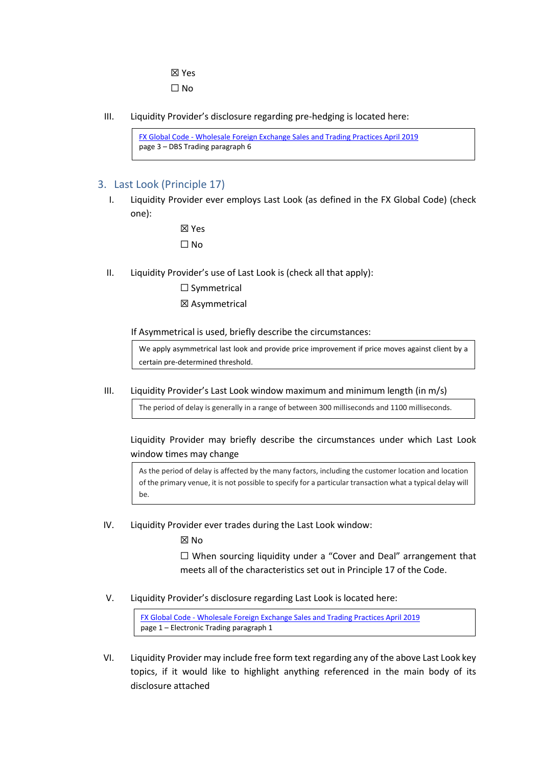☒ Yes

☐ No

III. Liquidity Provider's disclosure regarding pre-hedging is located here:

> [FX Global Code - Wholesale Foreign Exchange Sales and Trading Practices April 2019]()
> page 3 – DBS Trading paragraph 6

## 3. Last Look (Principle 17)

I. Liquidity Provider ever employs Last Look (as defined in the FX Global Code) (check one):

☒ Yes

☐ No

II. Liquidity Provider's use of Last Look is (check all that apply):

☐ Symmetrical

☒ Asymmetrical

If Asymmetrical is used, briefly describe the circumstances:

> We apply asymmetrical last look and provide price improvement if price moves against client by a certain pre-determined threshold.

III. Liquidity Provider's Last Look window maximum and minimum length (in m/s)

> The period of delay is generally in a range of between 300 milliseconds and 1100 milliseconds.

Liquidity Provider may briefly describe the circumstances under which Last Look window times may change

> As the period of delay is affected by the many factors, including the customer location and location of the primary venue, it is not possible to specify for a particular transaction what a typical delay will be.

IV. Liquidity Provider ever trades during the Last Look window:

☒ No

☐ When sourcing liquidity under a "Cover and Deal" arrangement that meets all of the characteristics set out in Principle 17 of the Code.

V. Liquidity Provider's disclosure regarding Last Look is located here:

> [FX Global Code - Wholesale Foreign Exchange Sales and Trading Practices April 2019]()
> page 1 – Electronic Trading paragraph 1

VI. Liquidity Provider may include free form text regarding any of the above Last Look key topics, if it would like to highlight anything referenced in the main body of its disclosure attached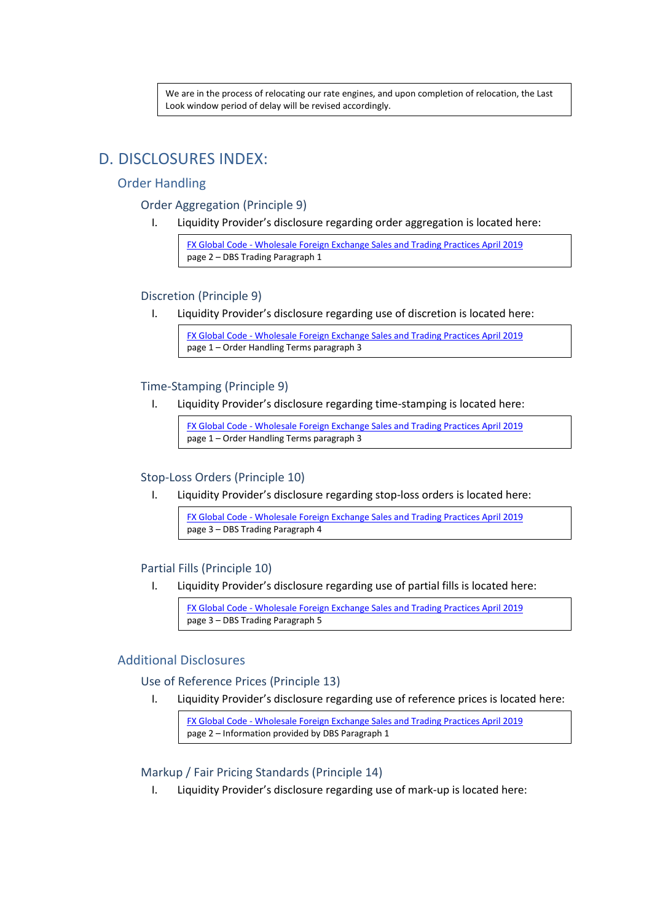We are in the process of relocating our rate engines, and upon completion of relocation, the Last Look window period of delay will be revised accordingly.

# D. DISCLOSURES INDEX:

## Order Handling

### Order Aggregation (Principle 9)

I. Liquidity Provider's disclosure regarding order aggregation is located here:

FX Global Code - Wholesale Foreign Exchange Sales and Trading Practices April 2019
page 2 – DBS Trading Paragraph 1

### Discretion (Principle 9)

I. Liquidity Provider's disclosure regarding use of discretion is located here:

FX Global Code - Wholesale Foreign Exchange Sales and Trading Practices April 2019
page 1 – Order Handling Terms paragraph 3

### Time-Stamping (Principle 9)

I. Liquidity Provider's disclosure regarding time-stamping is located here:

FX Global Code - Wholesale Foreign Exchange Sales and Trading Practices April 2019
page 1 – Order Handling Terms paragraph 3

### Stop-Loss Orders (Principle 10)

I. Liquidity Provider's disclosure regarding stop-loss orders is located here:

FX Global Code - Wholesale Foreign Exchange Sales and Trading Practices April 2019
page 3 – DBS Trading Paragraph 4

### Partial Fills (Principle 10)

I. Liquidity Provider's disclosure regarding use of partial fills is located here:

FX Global Code - Wholesale Foreign Exchange Sales and Trading Practices April 2019
page 3 – DBS Trading Paragraph 5

## Additional Disclosures

### Use of Reference Prices (Principle 13)

I. Liquidity Provider's disclosure regarding use of reference prices is located here:

FX Global Code - Wholesale Foreign Exchange Sales and Trading Practices April 2019
page 2 – Information provided by DBS Paragraph 1

### Markup / Fair Pricing Standards (Principle 14)

I. Liquidity Provider's disclosure regarding use of mark-up is located here: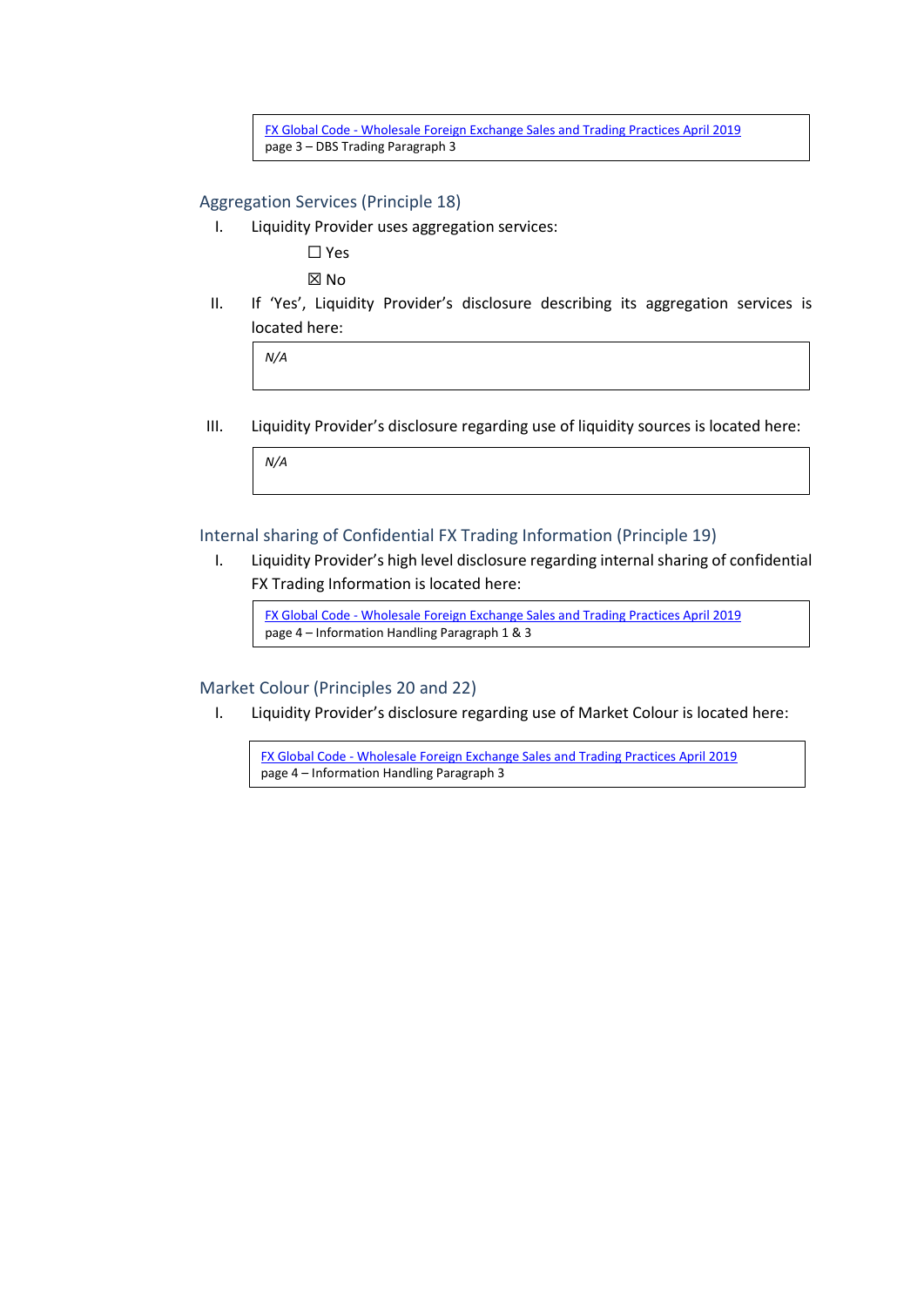[FX Global Code - Wholesale Foreign Exchange Sales and Trading Practices April 2019]
page 3 – DBS Trading Paragraph 3

## Aggregation Services (Principle 18)

I. Liquidity Provider uses aggregation services:

☐ Yes

☒ No

II. If 'Yes', Liquidity Provider's disclosure describing its aggregation services is located here:

*N/A*

III. Liquidity Provider's disclosure regarding use of liquidity sources is located here:

*N/A*

## Internal sharing of Confidential FX Trading Information (Principle 19)

I. Liquidity Provider's high level disclosure regarding internal sharing of confidential FX Trading Information is located here:

[FX Global Code - Wholesale Foreign Exchange Sales and Trading Practices April 2019]
page 4 – Information Handling Paragraph 1 & 3

## Market Colour (Principles 20 and 22)

I. Liquidity Provider's disclosure regarding use of Market Colour is located here:

[FX Global Code - Wholesale Foreign Exchange Sales and Trading Practices April 2019]
page 4 – Information Handling Paragraph 3